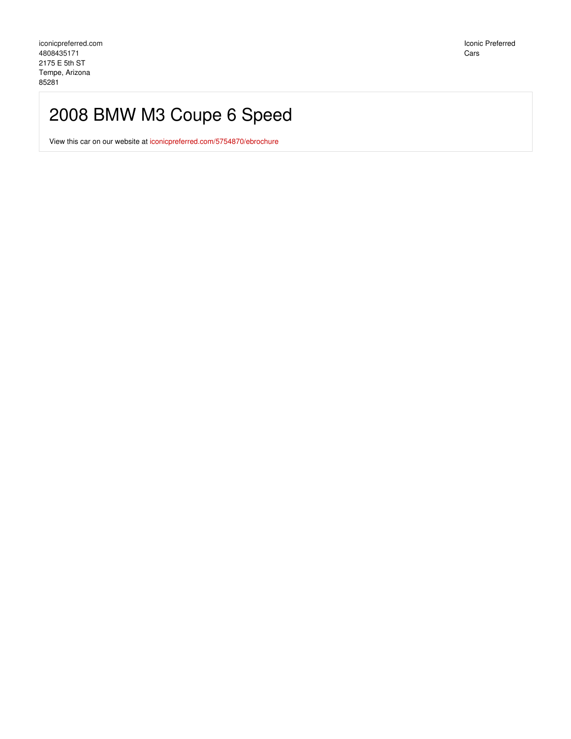iconicpreferred.com
4808435171
2175 E 5th ST
Tempe, Arizona
85281

Iconic Preferred
Cars

# 2008 BMW M3 Coupe 6 Speed

View this car on our website at iconicpreferred.com/5754870/ebrochure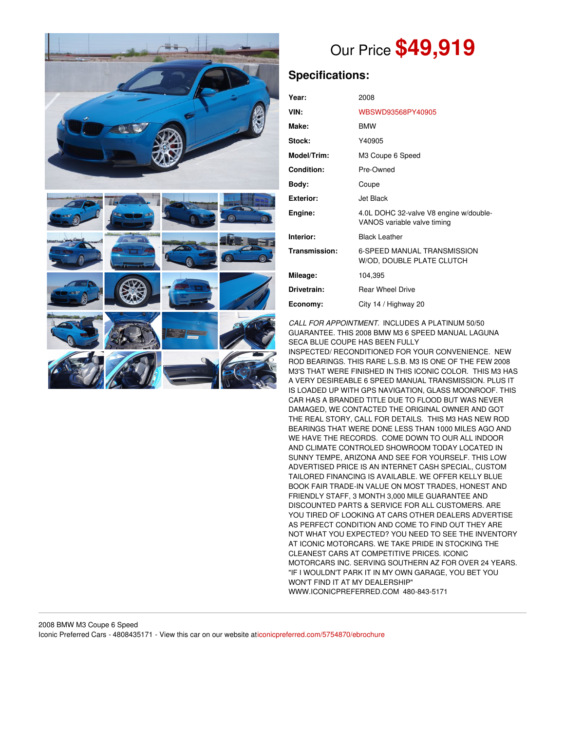Our Price **$49,919**

## Specifications:

| | |
|---|---|
| **Year:** | 2008 |
| **VIN:** | WBSWD93568PY40905 |
| **Make:** | BMW |
| **Stock:** | Y40905 |
| **Model/Trim:** | M3 Coupe 6 Speed |
| **Condition:** | Pre-Owned |
| **Body:** | Coupe |
| **Exterior:** | Jet Black |
| **Engine:** | 4.0L DOHC 32-valve V8 engine w/double-VANOS variable valve timing |
| **Interior:** | Black Leather |
| **Transmission:** | 6-SPEED MANUAL TRANSMISSION W/OD, DOUBLE PLATE CLUTCH |
| **Mileage:** | 104,395 |
| **Drivetrain:** | Rear Wheel Drive |
| **Economy:** | City 14 / Highway 20 |

*CALL FOR APPOINTMENT.* INCLUDES A PLATINUM 50/50 GUARANTEE. THIS 2008 BMW M3 6 SPEED MANUAL LAGUNA SECA BLUE COUPE HAS BEEN FULLY INSPECTED/ RECONDITIONED FOR YOUR CONVENIENCE. NEW ROD BEARINGS. THIS RARE L.S.B. M3 IS ONE OF THE FEW 2008 M3'S THAT WERE FINISHED IN THIS ICONIC COLOR. THIS M3 HAS A VERY DESIREABLE 6 SPEED MANUAL TRANSMISSION. PLUS IT IS LOADED UP WITH GPS NAVIGATION, GLASS MOONROOF. THIS CAR HAS A BRANDED TITLE DUE TO FLOOD BUT WAS NEVER DAMAGED, WE CONTACTED THE ORIGINAL OWNER AND GOT THE REAL STORY, CALL FOR DETAILS. THIS M3 HAS NEW ROD BEARINGS THAT WERE DONE LESS THAN 1000 MILES AGO AND WE HAVE THE RECORDS. COME DOWN TO OUR ALL INDOOR AND CLIMATE CONTROLED SHOWROOM TODAY LOCATED IN SUNNY TEMPE, ARIZONA AND SEE FOR YOURSELF. THIS LOW ADVERTISED PRICE IS AN INTERNET CASH SPECIAL, CUSTOM TAILORED FINANCING IS AVAILABLE. WE OFFER KELLY BLUE BOOK FAIR TRADE-IN VALUE ON MOST TRADES, HONEST AND FRIENDLY STAFF, 3 MONTH 3,000 MILE GUARANTEE AND DISCOUNTED PARTS & SERVICE FOR ALL CUSTOMERS. ARE YOU TIRED OF LOOKING AT CARS OTHER DEALERS ADVERTISE AS PERFECT CONDITION AND COME TO FIND OUT THEY ARE NOT WHAT YOU EXPECTED? YOU NEED TO SEE THE INVENTORY AT ICONIC MOTORCARS. WE TAKE PRIDE IN STOCKING THE CLEANEST CARS AT COMPETITIVE PRICES. ICONIC MOTORCARS INC. SERVING SOUTHERN AZ FOR OVER 24 YEARS. "IF I WOULDN'T PARK IT IN MY OWN GARAGE, YOU BET YOU WON'T FIND IT AT MY DEALERSHIP" WWW.ICONICPREFERRED.COM 480-843-5171

2008 BMW M3 Coupe 6 Speed
Iconic Preferred Cars - 4808435171 - View this car on our website aticonicpreferred.com/5754870/ebrochure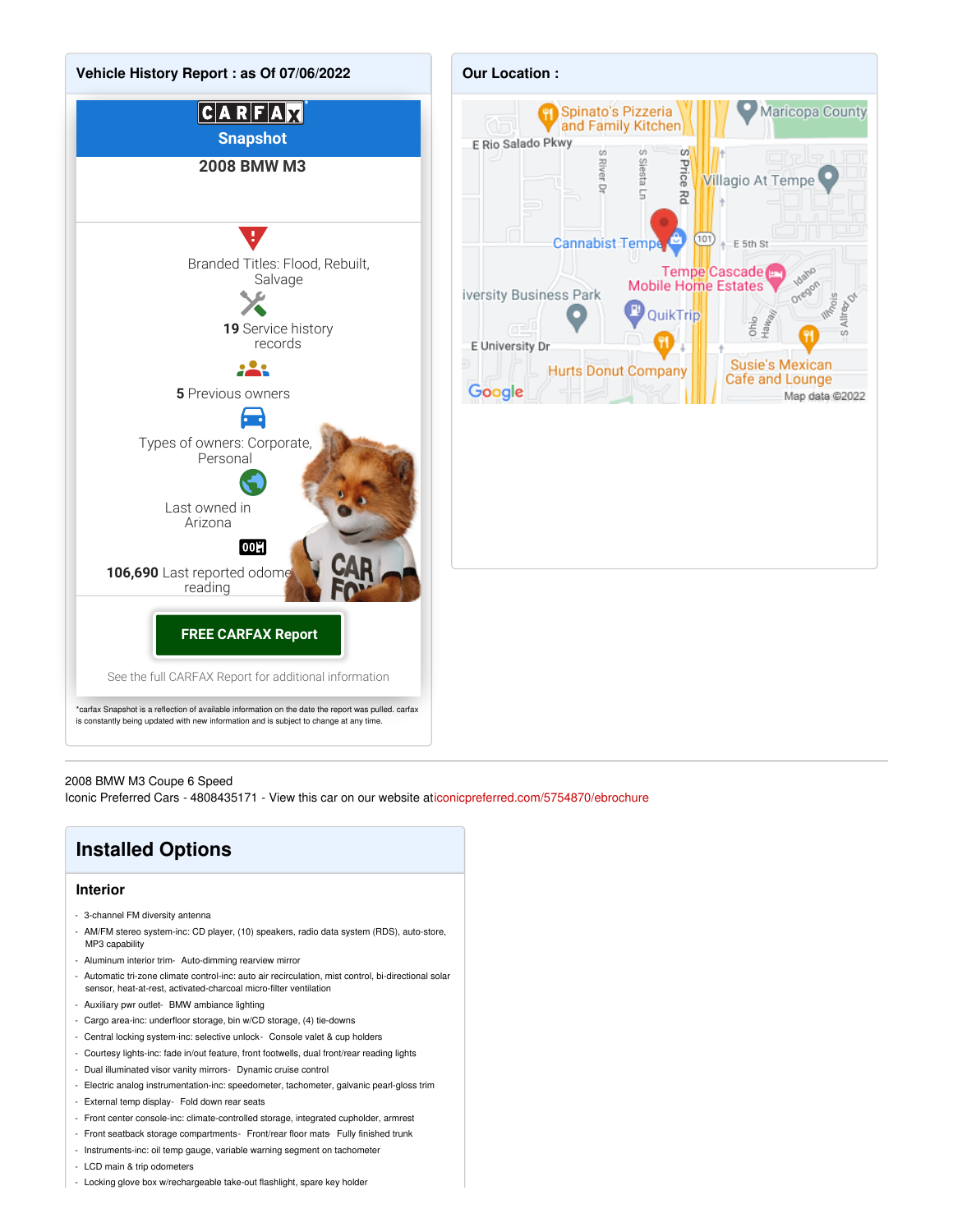## Vehicle History Report : as Of 07/06/2022

**CARFAX Snapshot**

**2008 BMW M3**

Branded Titles: Flood, Rebuilt, Salvage

**19** Service history records

**5** Previous owners

Types of owners: Corporate, Personal

Last owned in Arizona

**106,690** Last reported odometer reading

**FREE CARFAX Report**

See the full CARFAX Report for additional information

*carfax Snapshot is a reflection of available information on the date the report was pulled. carfax is constantly being updated with new information and is subject to change at any time.

## Our Location :

2008 BMW M3 Coupe 6 Speed
Iconic Preferred Cars - 4808435171 - View this car on our website at iconicpreferred.com/5754870/ebrochure

# Installed Options

### Interior

- 3-channel FM diversity antenna
- AM/FM stereo system-inc: CD player, (10) speakers, radio data system (RDS), auto-store, MP3 capability
- Aluminum interior trim- Auto-dimming rearview mirror
- Automatic tri-zone climate control-inc: auto air recirculation, mist control, bi-directional solar sensor, heat-at-rest, activated-charcoal micro-filter ventilation
- Auxiliary pwr outlet- BMW ambiance lighting
- Cargo area-inc: underfloor storage, bin w/CD storage, (4) tie-downs
- Central locking system-inc: selective unlock- Console valet & cup holders
- Courtesy lights-inc: fade in/out feature, front footwells, dual front/rear reading lights
- Dual illuminated visor vanity mirrors- Dynamic cruise control
- Electric analog instrumentation-inc: speedometer, tachometer, galvanic pearl-gloss trim
- External temp display- Fold down rear seats
- Front center console-inc: climate-controlled storage, integrated cupholder, armrest
- Front seatback storage compartments- Front/rear floor mats- Fully finished trunk
- Instruments-inc: oil temp gauge, variable warning segment on tachometer
- LCD main & trip odometers
- Locking glove box w/rechargeable take-out flashlight, spare key holder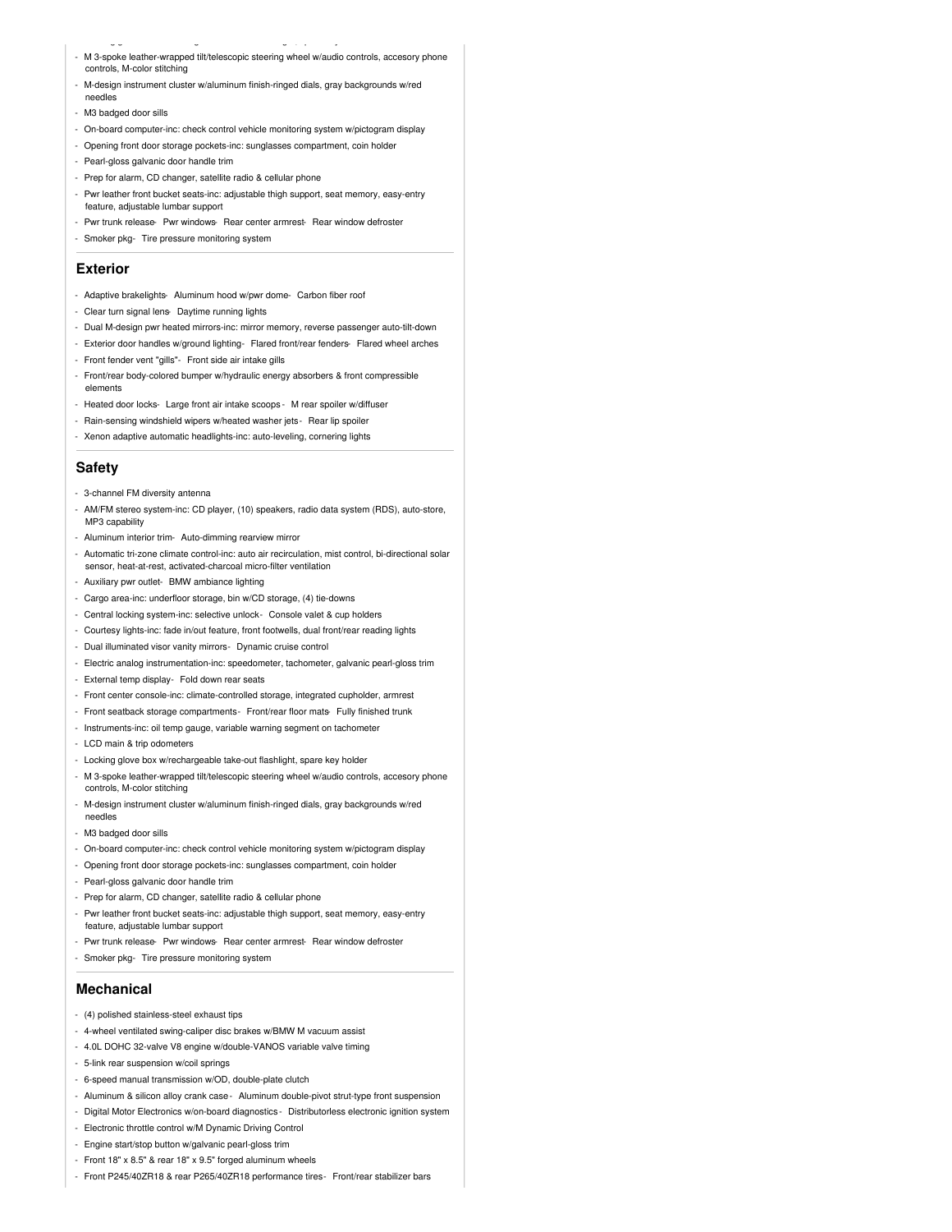- M 3-spoke leather-wrapped tilt/telescopic steering wheel w/audio controls, accesory phone controls, M-color stitching
- M-design instrument cluster w/aluminum finish-ringed dials, gray backgrounds w/red needles
- M3 badged door sills
- On-board computer-inc: check control vehicle monitoring system w/pictogram display
- Opening front door storage pockets-inc: sunglasses compartment, coin holder
- Pearl-gloss galvanic door handle trim
- Prep for alarm, CD changer, satellite radio & cellular phone
- Pwr leather front bucket seats-inc: adjustable thigh support, seat memory, easy-entry feature, adjustable lumbar support
- Pwr trunk release- Pwr windows- Rear center armrest- Rear window defroster
- Smoker pkg- Tire pressure monitoring system

## Exterior

- Adaptive brakelights- Aluminum hood w/pwr dome- Carbon fiber roof
- Clear turn signal lens- Daytime running lights
- Dual M-design pwr heated mirrors-inc: mirror memory, reverse passenger auto-tilt-down
- Exterior door handles w/ground lighting- Flared front/rear fenders- Flared wheel arches
- Front fender vent "gills"- Front side air intake gills
- Front/rear body-colored bumper w/hydraulic energy absorbers & front compressible elements
- Heated door locks- Large front air intake scoops- M rear spoiler w/diffuser
- Rain-sensing windshield wipers w/heated washer jets- Rear lip spoiler
- Xenon adaptive automatic headlights-inc: auto-leveling, cornering lights

## Safety

- 3-channel FM diversity antenna
- AM/FM stereo system-inc: CD player, (10) speakers, radio data system (RDS), auto-store, MP3 capability
- Aluminum interior trim- Auto-dimming rearview mirror
- Automatic tri-zone climate control-inc: auto air recirculation, mist control, bi-directional solar sensor, heat-at-rest, activated-charcoal micro-filter ventilation
- Auxiliary pwr outlet- BMW ambiance lighting
- Cargo area-inc: underfloor storage, bin w/CD storage, (4) tie-downs
- Central locking system-inc: selective unlock- Console valet & cup holders
- Courtesy lights-inc: fade in/out feature, front footwells, dual front/rear reading lights
- Dual illuminated visor vanity mirrors- Dynamic cruise control
- Electric analog instrumentation-inc: speedometer, tachometer, galvanic pearl-gloss trim
- External temp display- Fold down rear seats
- Front center console-inc: climate-controlled storage, integrated cupholder, armrest
- Front seatback storage compartments- Front/rear floor mats- Fully finished trunk
- Instruments-inc: oil temp gauge, variable warning segment on tachometer
- LCD main & trip odometers
- Locking glove box w/rechargeable take-out flashlight, spare key holder
- M 3-spoke leather-wrapped tilt/telescopic steering wheel w/audio controls, accesory phone controls, M-color stitching
- M-design instrument cluster w/aluminum finish-ringed dials, gray backgrounds w/red needles
- M3 badged door sills
- On-board computer-inc: check control vehicle monitoring system w/pictogram display
- Opening front door storage pockets-inc: sunglasses compartment, coin holder
- Pearl-gloss galvanic door handle trim
- Prep for alarm, CD changer, satellite radio & cellular phone
- Pwr leather front bucket seats-inc: adjustable thigh support, seat memory, easy-entry feature, adjustable lumbar support
- Pwr trunk release- Pwr windows- Rear center armrest- Rear window defroster
- Smoker pkg- Tire pressure monitoring system

## Mechanical

- (4) polished stainless-steel exhaust tips
- 4-wheel ventilated swing-caliper disc brakes w/BMW M vacuum assist
- 4.0L DOHC 32-valve V8 engine w/double-VANOS variable valve timing
- 5-link rear suspension w/coil springs
- 6-speed manual transmission w/OD, double-plate clutch
- Aluminum & silicon alloy crank case- Aluminum double-pivot strut-type front suspension
- Digital Motor Electronics w/on-board diagnostics- Distributorless electronic ignition system
- Electronic throttle control w/M Dynamic Driving Control
- Engine start/stop button w/galvanic pearl-gloss trim
- Front 18" x 8.5" & rear 18" x 9.5" forged aluminum wheels
- Front P245/40ZR18 & rear P265/40ZR18 performance tires- Front/rear stabilizer bars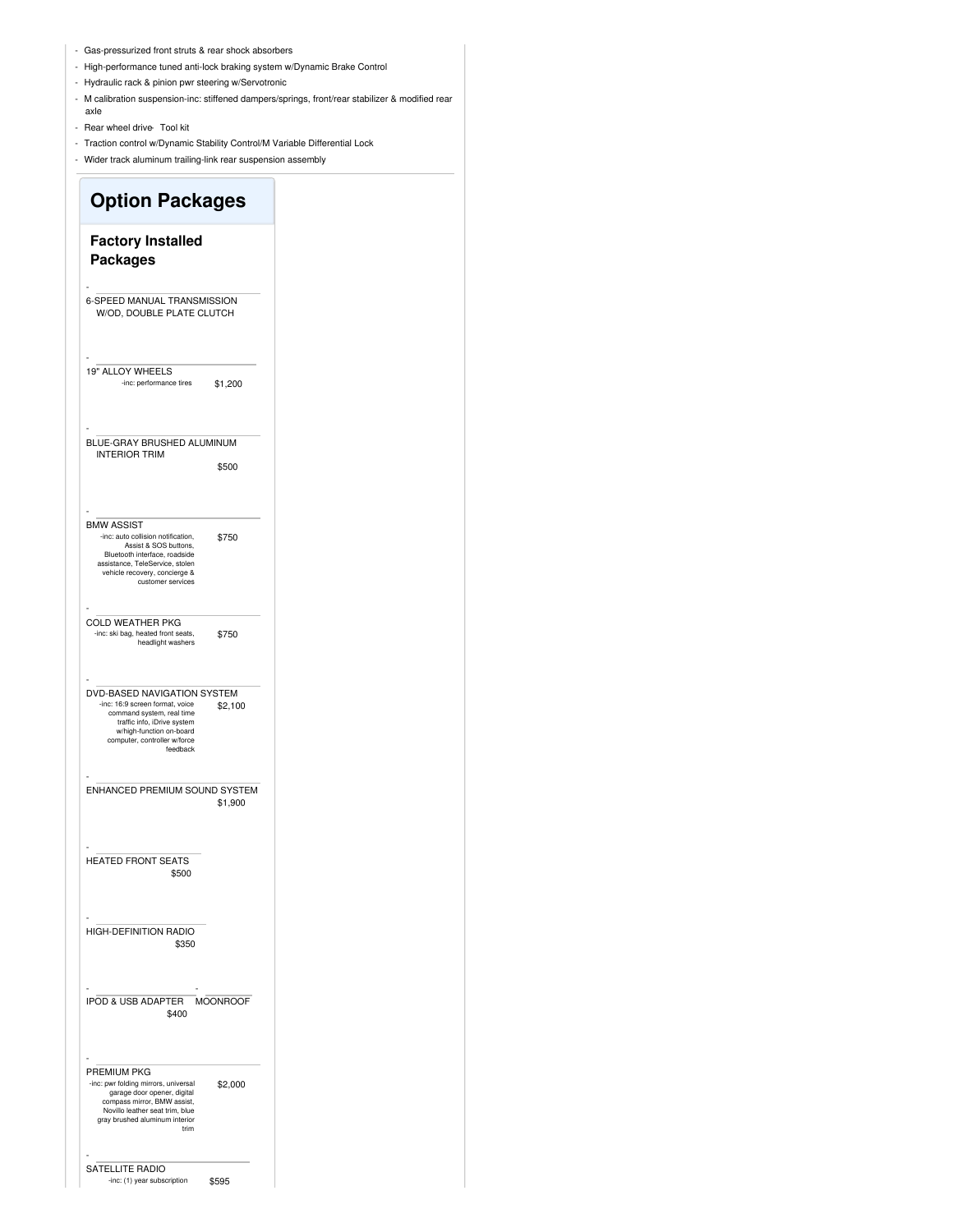- Gas-pressurized front struts & rear shock absorbers
- High-performance tuned anti-lock braking system w/Dynamic Brake Control
- Hydraulic rack & pinion pwr steering w/Servotronic
- M calibration suspension-inc: stiffened dampers/springs, front/rear stabilizer & modified rear axle
- Rear wheel drive
- Tool kit
- Traction control w/Dynamic Stability Control/M Variable Differential Lock
- Wider track aluminum trailing-link rear suspension assembly

## Option Packages

### Factory Installed Packages

- 6-SPEED MANUAL TRANSMISSION W/OD, DOUBLE PLATE CLUTCH

- 19" ALLOY WHEELS — $1,200
  -inc: performance tires

- BLUE-GRAY BRUSHED ALUMINUM INTERIOR TRIM — $500

- BMW ASSIST — $750
  -inc: auto collision notification, Assist & SOS buttons, Bluetooth interface, roadside assistance, TeleService, stolen vehicle recovery, concierge & customer services

- COLD WEATHER PKG — $750
  -inc: ski bag, heated front seats, headlight washers

- DVD-BASED NAVIGATION SYSTEM — $2,100
  -inc: 16:9 screen format, voice command system, real time traffic info, iDrive system w/high-function on-board computer, controller w/force feedback

- ENHANCED PREMIUM SOUND SYSTEM — $1,900

- HEATED FRONT SEATS — $500

- HIGH-DEFINITION RADIO — $350

- IPOD & USB ADAPTER — $400

- MOONROOF

- PREMIUM PKG — $2,000
  -inc: pwr folding mirrors, universal garage door opener, digital compass mirror, BMW assist, Novillo leather seat trim, blue gray brushed aluminum interior trim

- SATELLITE RADIO — $595
  -inc: (1) year subscription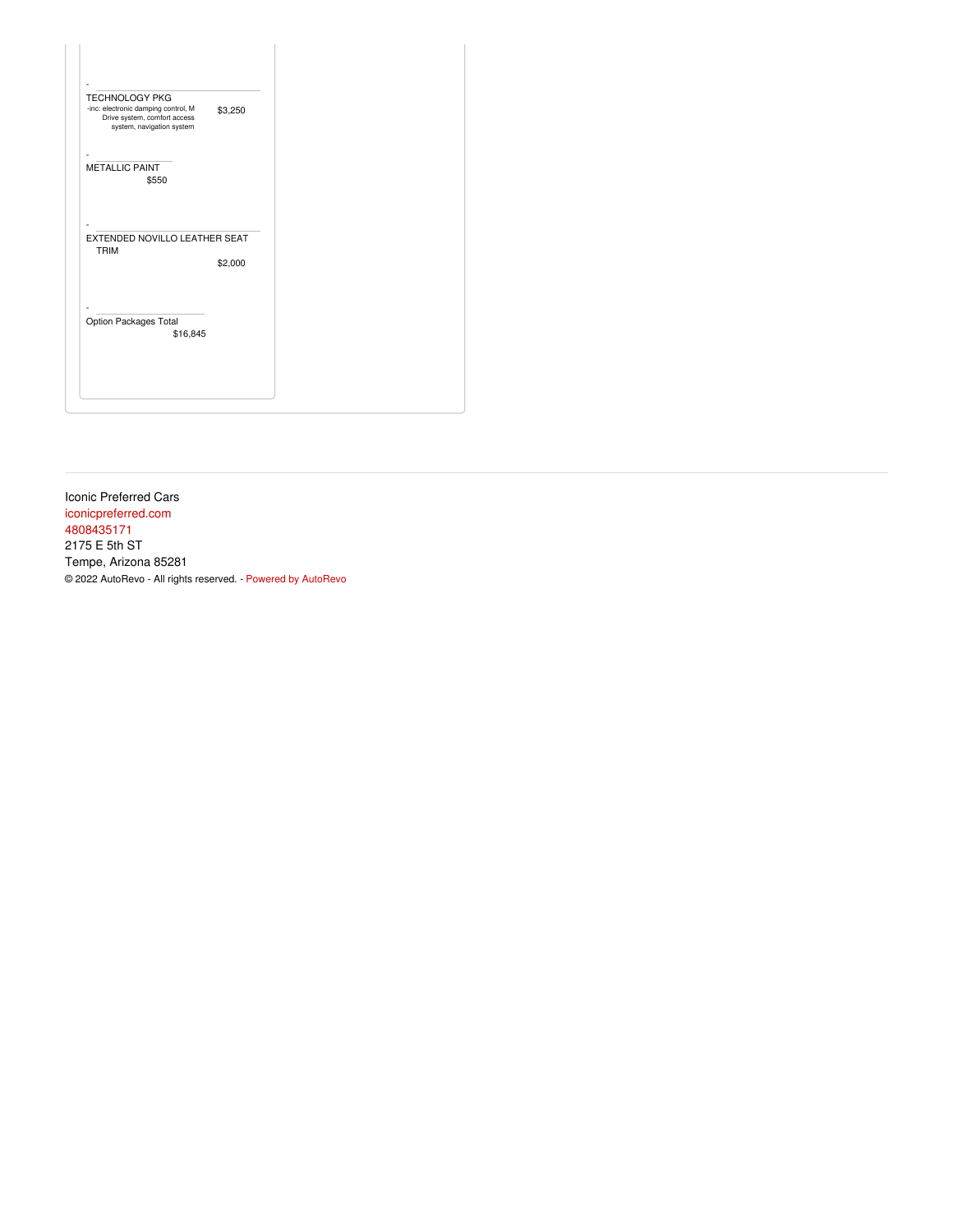-

TECHNOLOGY PKG

-inc: electronic damping control, M Drive system, comfort access system, navigation system

$3,250

-

METALLIC PAINT

$550

-

EXTENDED NOVILLO LEATHER SEAT TRIM

$2,000

-

Option Packages Total

$16,845

---

Iconic Preferred Cars
iconicpreferred.com
4808435171
2175 E 5th ST
Tempe, Arizona 85281

© 2022 AutoRevo - All rights reserved. - Powered by AutoRevo